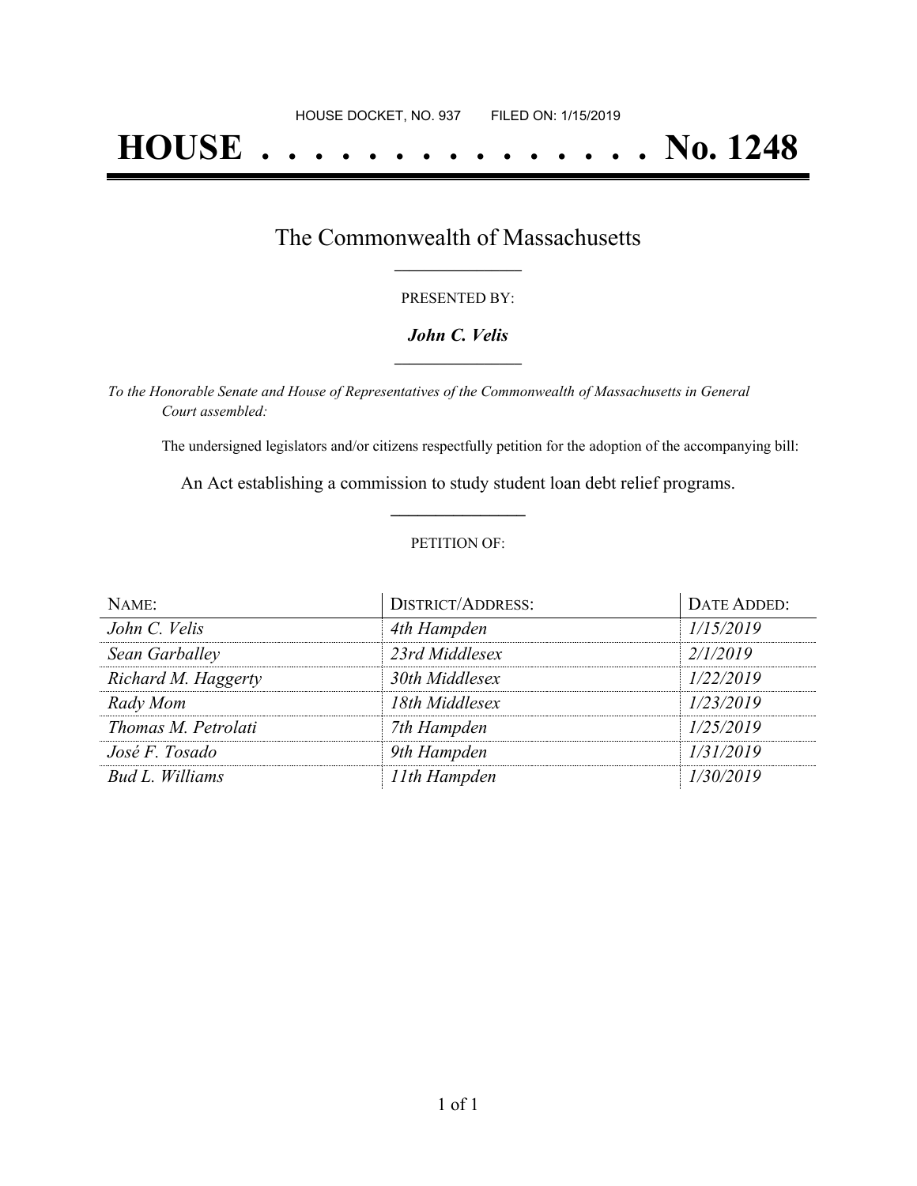HOUSE DOCKET, NO. 937 FILED ON: 1/15/2019

# HOUSE . . . . . . . . . . . . . . . No. 1248

## The Commonwealth of Massachusetts

PRESENTED BY:

***John C. Velis***

*To the Honorable Senate and House of Representatives of the Commonwealth of Massachusetts in General Court assembled:*

The undersigned legislators and/or citizens respectfully petition for the adoption of the accompanying bill:

An Act establishing a commission to study student loan debt relief programs.

PETITION OF:

| NAME: | DISTRICT/ADDRESS: | DATE ADDED: |
| --- | --- | --- |
| *John C. Velis* | *4th Hampden* | *1/15/2019* |
| *Sean Garballey* | *23rd Middlesex* | *2/1/2019* |
| *Richard M. Haggerty* | *30th Middlesex* | *1/22/2019* |
| *Rady Mom* | *18th Middlesex* | *1/23/2019* |
| *Thomas M. Petrolati* | *7th Hampden* | *1/25/2019* |
| *José F. Tosado* | *9th Hampden* | *1/31/2019* |
| *Bud L. Williams* | *11th Hampden* | *1/30/2019* |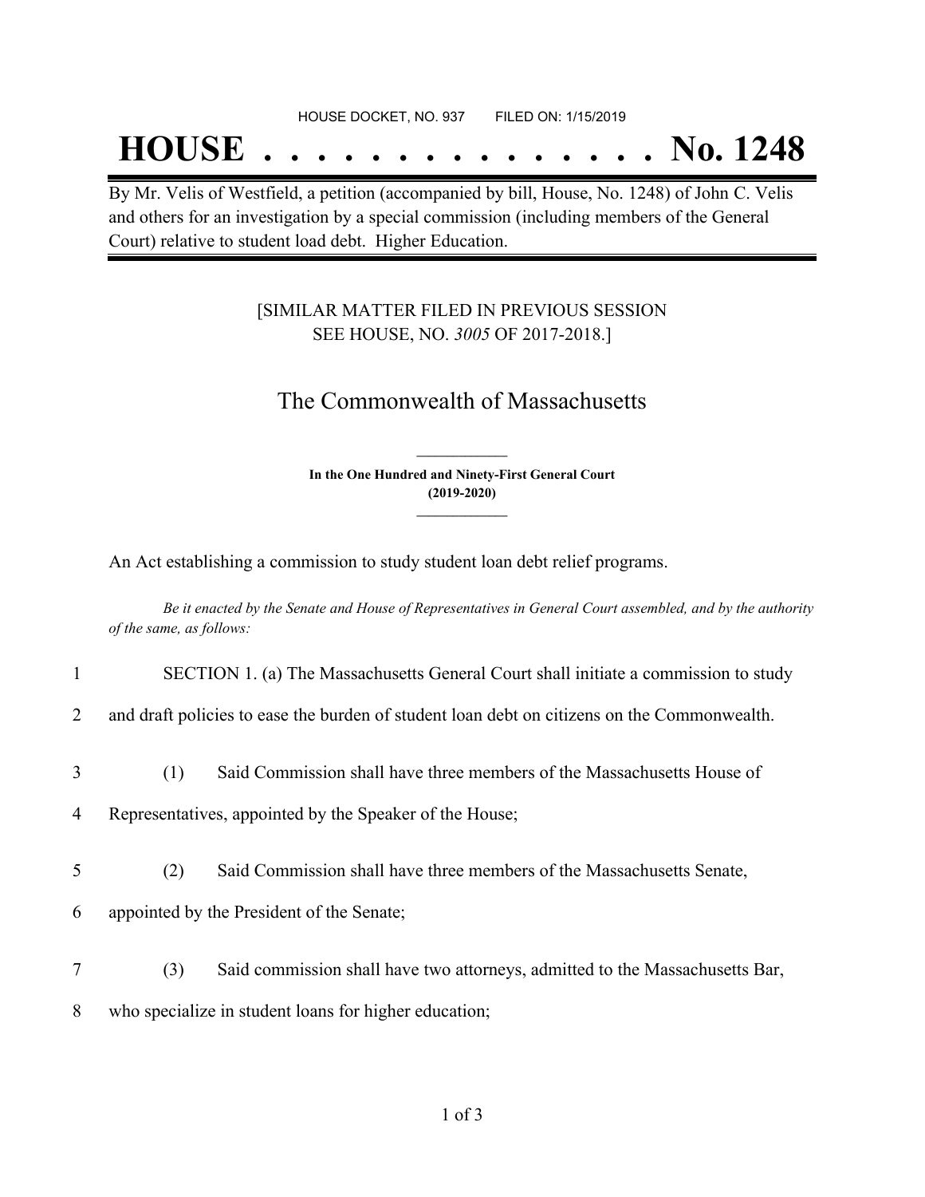HOUSE DOCKET, NO. 937 FILED ON: 1/15/2019

# HOUSE . . . . . . . . . . . . . . . No. 1248

By Mr. Velis of Westfield, a petition (accompanied by bill, House, No. 1248) of John C. Velis and others for an investigation by a special commission (including members of the General Court) relative to student load debt. Higher Education.

[SIMILAR MATTER FILED IN PREVIOUS SESSION
SEE HOUSE, NO. *3005* OF 2017-2018.]

## The Commonwealth of Massachusetts

**In the One Hundred and Ninety-First General Court**
**(2019-2020)**

An Act establishing a commission to study student loan debt relief programs.

*Be it enacted by the Senate and House of Representatives in General Court assembled, and by the authority of the same, as follows:*

1 SECTION 1. (a) The Massachusetts General Court shall initiate a commission to study
2 and draft policies to ease the burden of student loan debt on citizens on the Commonwealth.

3 (1) Said Commission shall have three members of the Massachusetts House of
4 Representatives, appointed by the Speaker of the House;

5 (2) Said Commission shall have three members of the Massachusetts Senate,
6 appointed by the President of the Senate;

7 (3) Said commission shall have two attorneys, admitted to the Massachusetts Bar,
8 who specialize in student loans for higher education;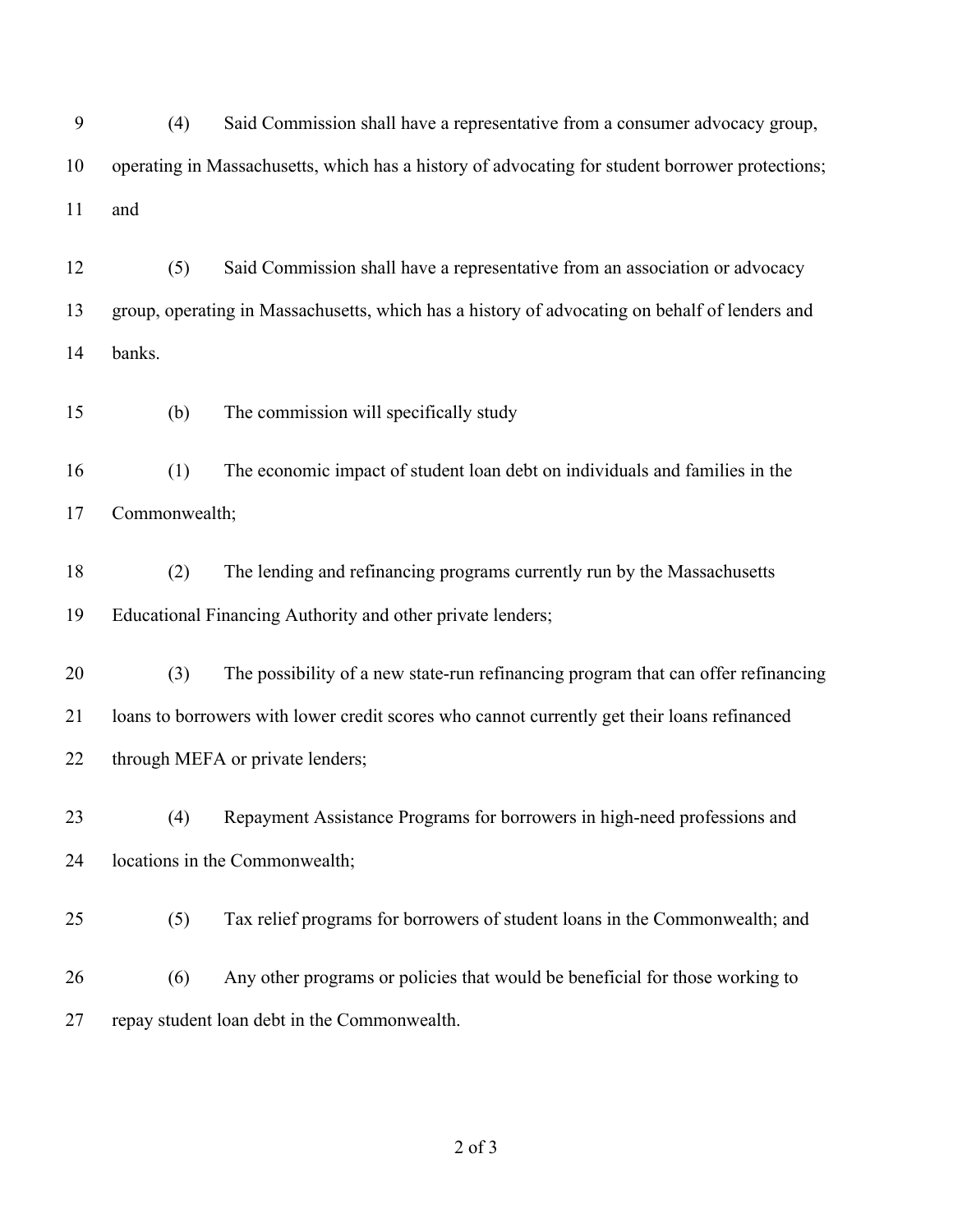(4) Said Commission shall have a representative from a consumer advocacy group, operating in Massachusetts, which has a history of advocating for student borrower protections; and

(5) Said Commission shall have a representative from an association or advocacy group, operating in Massachusetts, which has a history of advocating on behalf of lenders and banks.

(b) The commission will specifically study

(1) The economic impact of student loan debt on individuals and families in the Commonwealth;

(2) The lending and refinancing programs currently run by the Massachusetts Educational Financing Authority and other private lenders;

(3) The possibility of a new state-run refinancing program that can offer refinancing loans to borrowers with lower credit scores who cannot currently get their loans refinanced through MEFA or private lenders;

(4) Repayment Assistance Programs for borrowers in high-need professions and locations in the Commonwealth;

(5) Tax relief programs for borrowers of student loans in the Commonwealth; and

(6) Any other programs or policies that would be beneficial for those working to repay student loan debt in the Commonwealth.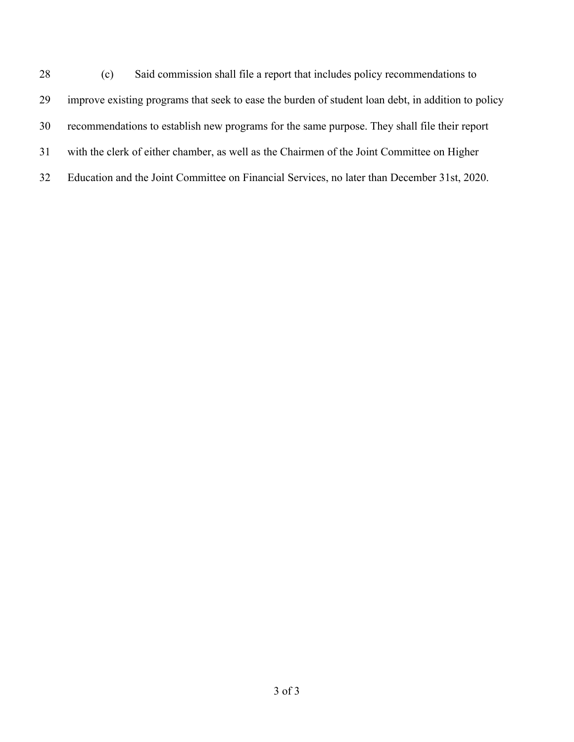(c) Said commission shall file a report that includes policy recommendations to improve existing programs that seek to ease the burden of student loan debt, in addition to policy recommendations to establish new programs for the same purpose. They shall file their report with the clerk of either chamber, as well as the Chairmen of the Joint Committee on Higher Education and the Joint Committee on Financial Services, no later than December 31st, 2020.